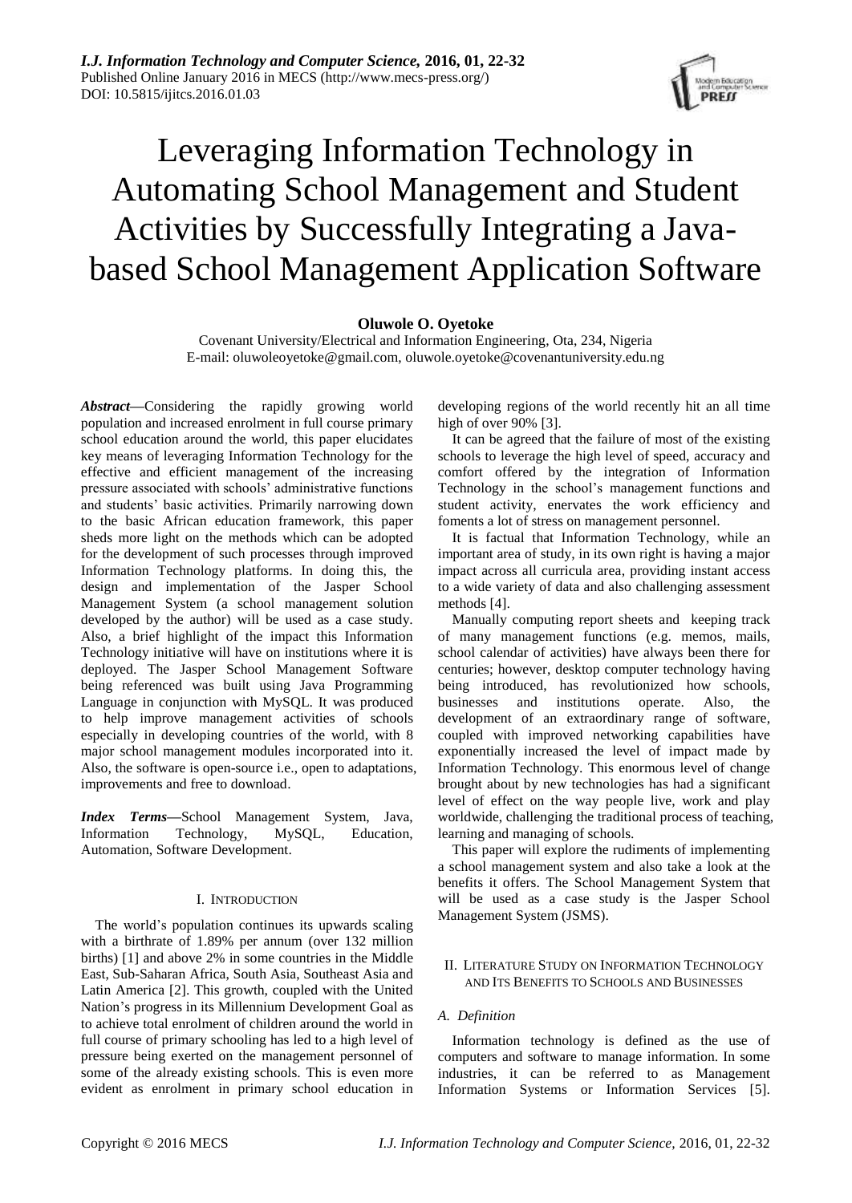# Leveraging Information Technology in Automating School Management and Student Activities by Successfully Integrating a Java-based School Management Application Software

**Oluwole O. Oyetoke**

Covenant University/Electrical and Information Engineering, Ota, 234, Nigeria
E-mail: oluwoleoyetoke@gmail.com, oluwole.oyetoke@covenantuniversity.edu.ng

***Abstract*****—**Considering the rapidly growing world population and increased enrolment in full course primary school education around the world, this paper elucidates key means of leveraging Information Technology for the effective and efficient management of the increasing pressure associated with schools' administrative functions and students' basic activities. Primarily narrowing down to the basic African education framework, this paper sheds more light on the methods which can be adopted for the development of such processes through improved Information Technology platforms. In doing this, the design and implementation of the Jasper School Management System (a school management solution developed by the author) will be used as a case study. Also, a brief highlight of the impact this Information Technology initiative will have on institutions where it is deployed. The Jasper School Management Software being referenced was built using Java Programming Language in conjunction with MySQL. It was produced to help improve management activities of schools especially in developing countries of the world, with 8 major school management modules incorporated into it. Also, the software is open-source i.e., open to adaptations, improvements and free to download.

***Index Terms*****—**School Management System, Java, Information Technology, MySQL, Education, Automation, Software Development.

## I. Introduction

The world's population continues its upwards scaling with a birthrate of 1.89% per annum (over 132 million births) [1] and above 2% in some countries in the Middle East, Sub-Saharan Africa, South Asia, Southeast Asia and Latin America [2]. This growth, coupled with the United Nation's progress in its Millennium Development Goal as to achieve total enrolment of children around the world in full course of primary schooling has led to a high level of pressure being exerted on the management personnel of some of the already existing schools. This is even more evident as enrolment in primary school education in developing regions of the world recently hit an all time high of over 90% [3].

It can be agreed that the failure of most of the existing schools to leverage the high level of speed, accuracy and comfort offered by the integration of Information Technology in the school's management functions and student activity, enervates the work efficiency and foments a lot of stress on management personnel.

It is factual that Information Technology, while an important area of study, in its own right is having a major impact across all curricula area, providing instant access to a wide variety of data and also challenging assessment methods [4].

Manually computing report sheets and keeping track of many management functions (e.g. memos, mails, school calendar of activities) have always been there for centuries; however, desktop computer technology having being introduced, has revolutionized how schools, businesses and institutions operate. Also, the development of an extraordinary range of software, coupled with improved networking capabilities have exponentially increased the level of impact made by Information Technology. This enormous level of change brought about by new technologies has had a significant level of effect on the way people live, work and play worldwide, challenging the traditional process of teaching, learning and managing of schools.

This paper will explore the rudiments of implementing a school management system and also take a look at the benefits it offers. The School Management System that will be used as a case study is the Jasper School Management System (JSMS).

## II. Literature Study on Information Technology and Its Benefits to Schools and Businesses

### *A. Definition*

Information technology is defined as the use of computers and software to manage information. In some industries, it can be referred to as Management Information Systems or Information Services [5].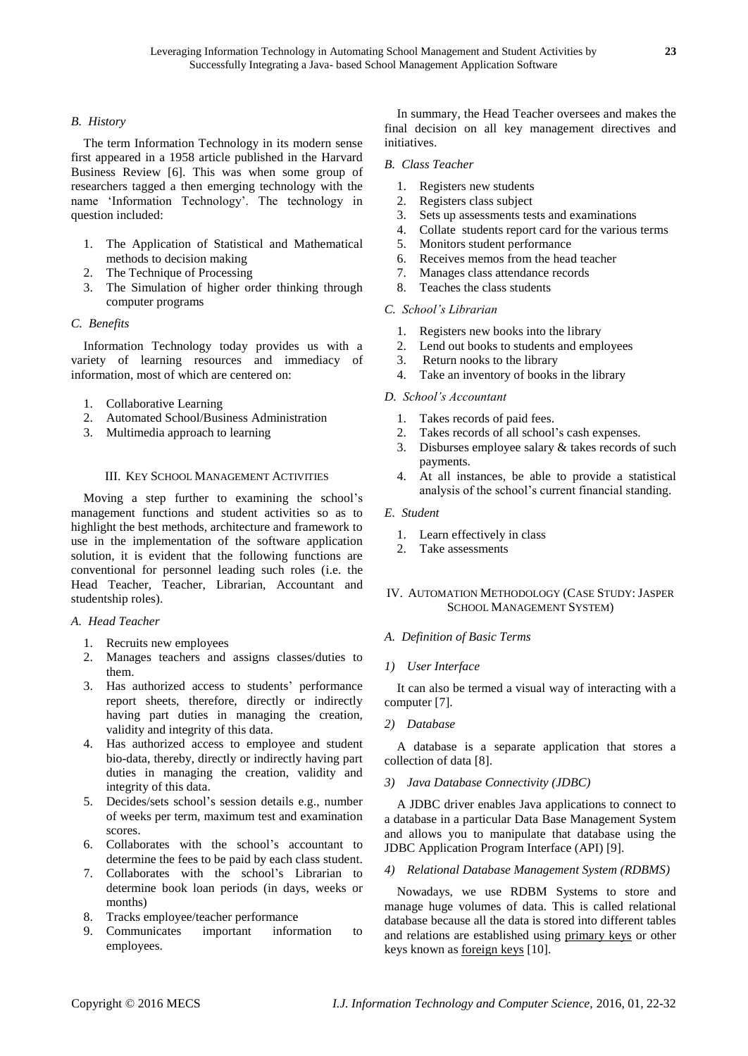### B. History

The term Information Technology in its modern sense first appeared in a 1958 article published in the Harvard Business Review [6]. This was when some group of researchers tagged a then emerging technology with the name 'Information Technology'. The technology in question included:

1. The Application of Statistical and Mathematical methods to decision making
2. The Technique of Processing
3. The Simulation of higher order thinking through computer programs

### C. Benefits

Information Technology today provides us with a variety of learning resources and immediacy of information, most of which are centered on:

1. Collaborative Learning
2. Automated School/Business Administration
3. Multimedia approach to learning

## III. Key School Management Activities

Moving a step further to examining the school's management functions and student activities so as to highlight the best methods, architecture and framework to use in the implementation of the software application solution, it is evident that the following functions are conventional for personnel leading such roles (i.e. the Head Teacher, Teacher, Librarian, Accountant and studentship roles).

### A. Head Teacher

1. Recruits new employees
2. Manages teachers and assigns classes/duties to them.
3. Has authorized access to students' performance report sheets, therefore, directly or indirectly having part duties in managing the creation, validity and integrity of this data.
4. Has authorized access to employee and student bio-data, thereby, directly or indirectly having part duties in managing the creation, validity and integrity of this data.
5. Decides/sets school's session details e.g., number of weeks per term, maximum test and examination scores.
6. Collaborates with the school's accountant to determine the fees to be paid by each class student.
7. Collaborates with the school's Librarian to determine book loan periods (in days, weeks or months)
8. Tracks employee/teacher performance
9. Communicates important information to employees.

In summary, the Head Teacher oversees and makes the final decision on all key management directives and initiatives.

### B. Class Teacher

1. Registers new students
2. Registers class subject
3. Sets up assessments tests and examinations
4. Collate students report card for the various terms
5. Monitors student performance
6. Receives memos from the head teacher
7. Manages class attendance records
8. Teaches the class students

### C. School's Librarian

1. Registers new books into the library
2. Lend out books to students and employees
3. Return nooks to the library
4. Take an inventory of books in the library

### D. School's Accountant

1. Takes records of paid fees.
2. Takes records of all school's cash expenses.
3. Disburses employee salary & takes records of such payments.
4. At all instances, be able to provide a statistical analysis of the school's current financial standing.

### E. Student

1. Learn effectively in class
2. Take assessments

## IV. Automation Methodology (Case Study: Jasper School Management System)

### A. Definition of Basic Terms

#### 1) User Interface

It can also be termed a visual way of interacting with a computer [7].

#### 2) Database

A database is a separate application that stores a collection of data [8].

#### 3) Java Database Connectivity (JDBC)

A JDBC driver enables Java applications to connect to a database in a particular Data Base Management System and allows you to manipulate that database using the JDBC Application Program Interface (API) [9].

#### 4) Relational Database Management System (RDBMS)

Nowadays, we use RDBM Systems to store and manage huge volumes of data. This is called relational database because all the data is stored into different tables and relations are established using primary keys or other keys known as foreign keys [10].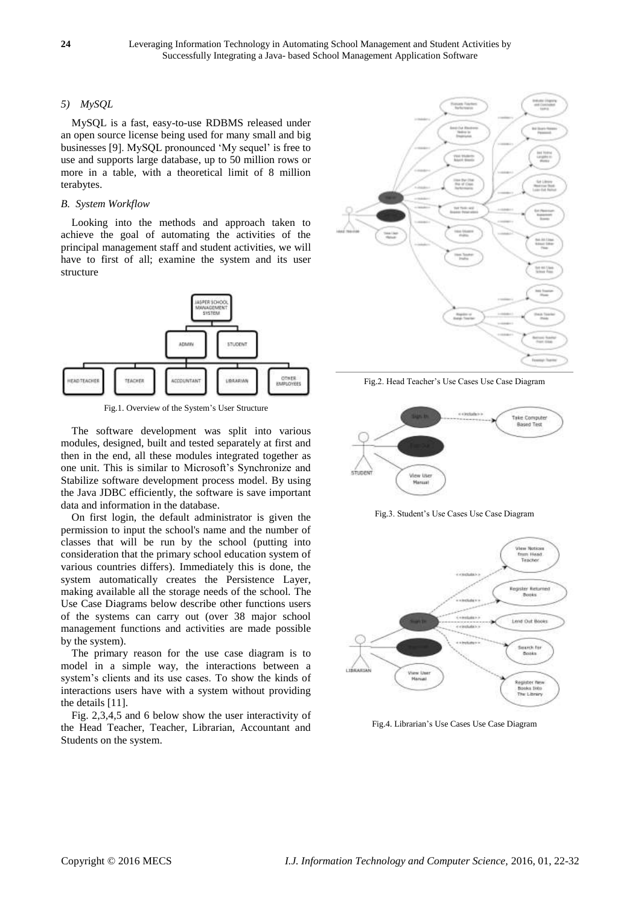*5) MySQL*

MySQL is a fast, easy-to-use RDBMS released under an open source license being used for many small and big businesses [9]. MySQL pronounced 'My sequel' is free to use and supports large database, up to 50 million rows or more in a table, with a theoretical limit of 8 million terabytes.

*B. System Workflow*

Looking into the methods and approach taken to achieve the goal of automating the activities of the principal management staff and student activities, we will have to first of all; examine the system and its user structure

Fig.1. Overview of the System's User Structure

The software development was split into various modules, designed, built and tested separately at first and then in the end, all these modules integrated together as one unit. This is similar to Microsoft's Synchronize and Stabilize software development process model. By using the Java JDBC efficiently, the software is save important data and information in the database.

On first login, the default administrator is given the permission to input the school's name and the number of classes that will be run by the school (putting into consideration that the primary school education system of various countries differs). Immediately this is done, the system automatically creates the Persistence Layer, making available all the storage needs of the school. The Use Case Diagrams below describe other functions users of the systems can carry out (over 38 major school management functions and activities are made possible by the system).

The primary reason for the use case diagram is to model in a simple way, the interactions between a system's clients and its use cases. To show the kinds of interactions users have with a system without providing the details [11].

Fig. 2,3,4,5 and 6 below show the user interactivity of the Head Teacher, Teacher, Librarian, Accountant and Students on the system.

Fig.2. Head Teacher's Use Cases Use Case Diagram

Fig.3. Student's Use Cases Use Case Diagram

Fig.4. Librarian's Use Cases Use Case Diagram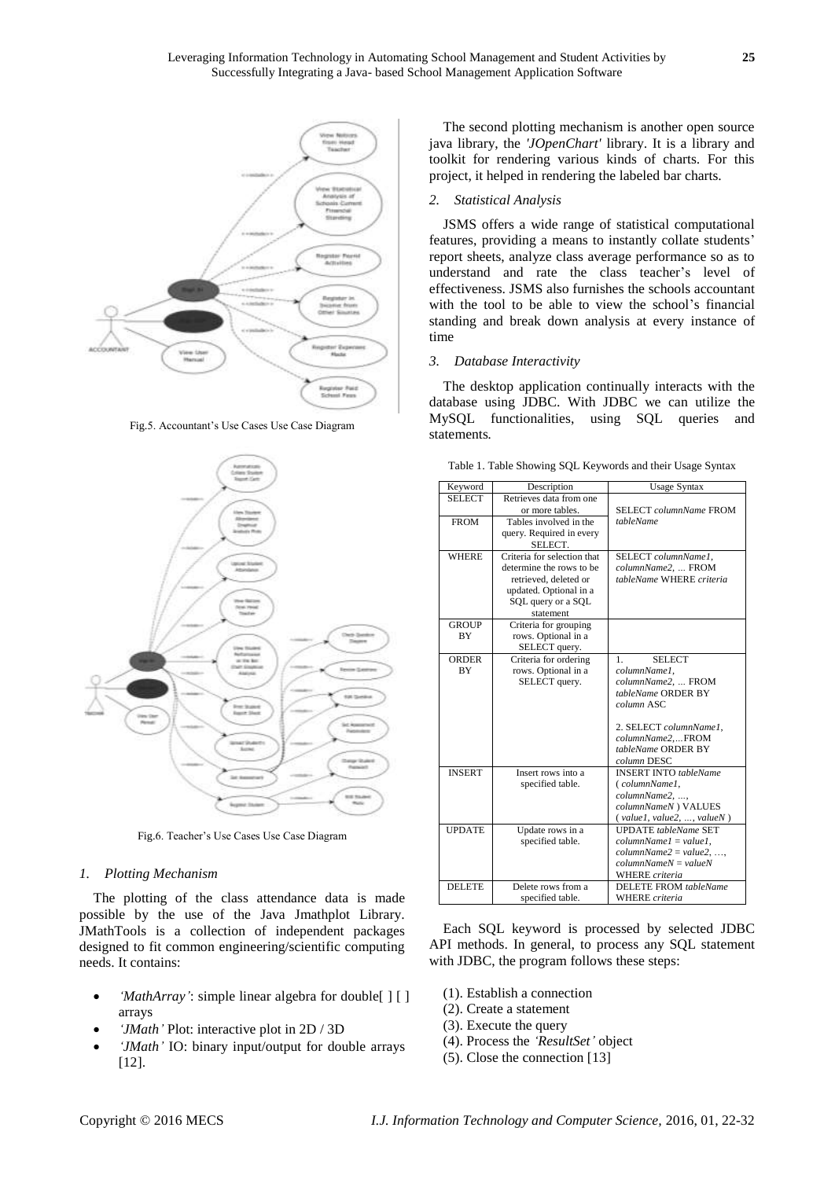Fig.5. Accountant's Use Cases Use Case Diagram

Fig.6. Teacher's Use Cases Use Case Diagram

*1. Plotting Mechanism*

The plotting of the class attendance data is made possible by the use of the Java Jmathplot Library. JMathTools is a collection of independent packages designed to fit common engineering/scientific computing needs. It contains:

- *'MathArray'*: simple linear algebra for double[ ] [ ] arrays
- *'JMath'* Plot: interactive plot in 2D / 3D
- *'JMath'* IO: binary input/output for double arrays [12].

The second plotting mechanism is another open source java library, the *'JOpenChart'* library. It is a library and toolkit for rendering various kinds of charts. For this project, it helped in rendering the labeled bar charts.

*2. Statistical Analysis*

JSMS offers a wide range of statistical computational features, providing a means to instantly collate students' report sheets, analyze class average performance so as to understand and rate the class teacher's level of effectiveness. JSMS also furnishes the schools accountant with the tool to be able to view the school's financial standing and break down analysis at every instance of time

*3. Database Interactivity*

The desktop application continually interacts with the database using JDBC. With JDBC we can utilize the MySQL functionalities, using SQL queries and statements.

Table 1. Table Showing SQL Keywords and their Usage Syntax

| Keyword | Description | Usage Syntax |
|---|---|---|
| SELECT | Retrieves data from one or more tables. | SELECT *columnName* FROM *tableName* |
| FROM | Tables involved in the query. Required in every SELECT. | |
| WHERE | Criteria for selection that determine the rows to be retrieved, deleted or updated. Optional in a SQL query or a SQL statement | SELECT *columnName1, columnName2, …* FROM *tableName* WHERE *criteria* |
| GROUP BY | Criteria for grouping rows. Optional in a SELECT query. | |
| ORDER BY | Criteria for ordering rows. Optional in a SELECT query. | 1. SELECT *columnName1, columnName2, …* FROM *tableName* ORDER BY *column* ASC<br><br>2. SELECT *columnName1, columnName2,…*FROM *tableName* ORDER BY *column* DESC |
| INSERT | Insert rows into a specified table. | INSERT INTO *tableName* ( *columnName1, columnName2, …, columnNameN* ) VALUES ( *value1, value2, …, valueN* ) |
| UPDATE | Update rows in a specified table. | UPDATE *tableName* SET *columnName1 = value1, columnName2 = value2, …, columnNameN = valueN* WHERE *criteria* |
| DELETE | Delete rows from a specified table. | DELETE FROM *tableName* WHERE *criteria* |

Each SQL keyword is processed by selected JDBC API methods. In general, to process any SQL statement with JDBC, the program follows these steps:

(1). Establish a connection
(2). Create a statement
(3). Execute the query
(4). Process the *'ResultSet'* object
(5). Close the connection [13]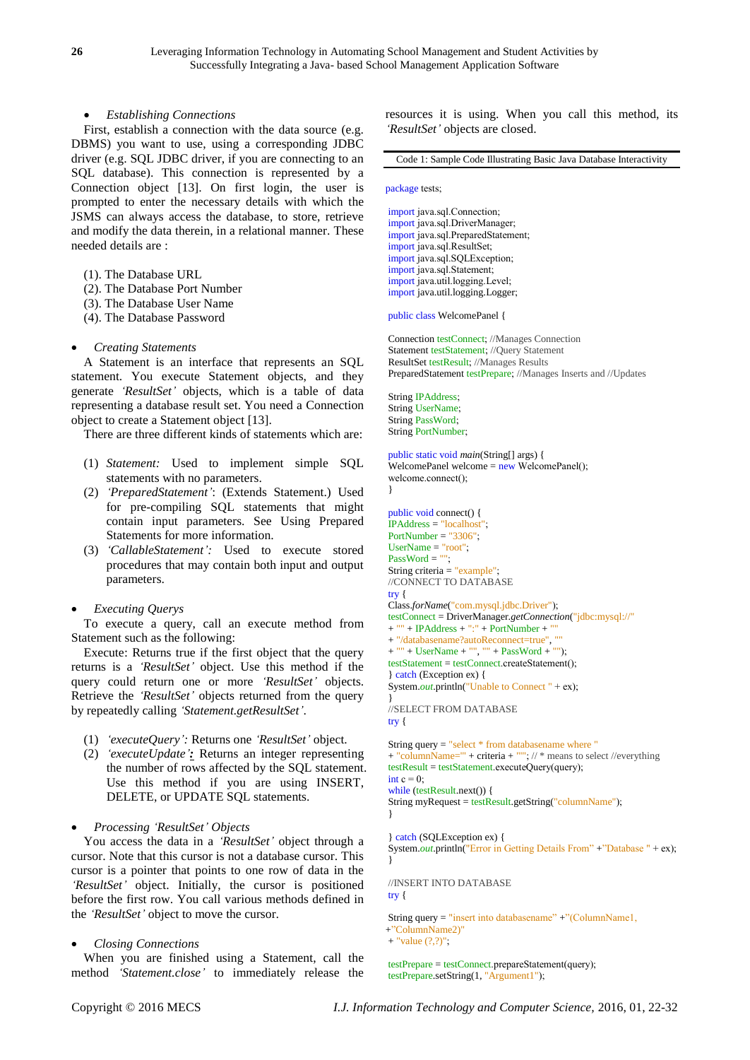- *Establishing Connections*

First, establish a connection with the data source (e.g. DBMS) you want to use, using a corresponding JDBC driver (e.g. SQL JDBC driver, if you are connecting to an SQL database). This connection is represented by a Connection object [13]. On first login, the user is prompted to enter the necessary details with which the JSMS can always access the database, to store, retrieve and modify the data therein, in a relational manner. These needed details are :

(1). The Database URL
(2). The Database Port Number
(3). The Database User Name
(4). The Database Password

- *Creating Statements*

A Statement is an interface that represents an SQL statement. You execute Statement objects, and they generate *'ResultSet'* objects, which is a table of data representing a database result set. You need a Connection object to create a Statement object [13].

There are three different kinds of statements which are:

(1) *Statement:* Used to implement simple SQL statements with no parameters.
(2) *'PreparedStatement'*: (Extends Statement.) Used for pre-compiling SQL statements that might contain input parameters. See Using Prepared Statements for more information.
(3) *'CallableStatement':* Used to execute stored procedures that may contain both input and output parameters.

- *Executing Querys*

To execute a query, call an execute method from Statement such as the following:

Execute: Returns true if the first object that the query returns is a *'ResultSet'* object. Use this method if the query could return one or more *'ResultSet'* objects. Retrieve the *'ResultSet'* objects returned from the query by repeatedly calling *'Statement.getResultSet'*.

(1) *'executeQuery':* Returns one *'ResultSet'* object.
(2) *'executeUpdate'*: Returns an integer representing the number of rows affected by the SQL statement. Use this method if you are using INSERT, DELETE, or UPDATE SQL statements.

- *Processing 'ResultSet' Objects*

You access the data in a *'ResultSet'* object through a cursor. Note that this cursor is not a database cursor. This cursor is a pointer that points to one row of data in the *'ResultSet'* object. Initially, the cursor is positioned before the first row. You call various methods defined in the *'ResultSet'* object to move the cursor.

- *Closing Connections*

When you are finished using a Statement, call the method *'Statement.close'* to immediately release the resources it is using. When you call this method, its *'ResultSet'* objects are closed.

Code 1: Sample Code Illustrating Basic Java Database Interactivity

```
package tests;

import java.sql.Connection;
import java.sql.DriverManager;
import java.sql.PreparedStatement;
import java.sql.ResultSet;
import java.sql.SQLException;
import java.sql.Statement;
import java.util.logging.Level;
import java.util.logging.Logger;

public class WelcomePanel {

Connection testConnect; //Manages Connection
Statement testStatement; //Query Statement
ResultSet testResult; //Manages Results
PreparedStatement testPrepare; //Manages Inserts and //Updates

String IPAddress;
String UserName;
String PassWord;
String PortNumber;

public static void main(String[] args) {
WelcomePanel welcome = new WelcomePanel();
welcome.connect();
}

public void connect() {
IPAddress = "localhost";
PortNumber = "3306";
UserName = "root";
PassWord = "";
String criteria = "example";
//CONNECT TO DATABASE
try {
Class.forName("com.mysql.jdbc.Driver");
testConnect = DriverManager.getConnection("jdbc:mysql://"
+ "" + IPAddress + ":" + PortNumber + ""
+ "/databasename?autoReconnect=true", ""
+ "" + UserName + "", "" + PassWord + "");
testStatement = testConnect.createStatement();
} catch (Exception ex) {
System.out.println("Unable to Connect " + ex);
}
//SELECT FROM DATABASE
try {

String query = "select * from databasename where "
+ "columnName='" + criteria + "'"; // * means to select //everything
testResult = testStatement.executeQuery(query);
int c = 0;
while (testResult.next()) {
String myRequest = testResult.getString("columnName");
}

} catch (SQLException ex) {
System.out.println("Error in Getting Details From" +"Database " + ex);
}

//INSERT INTO DATABASE
try {

String query = "insert into databasename" +"(ColumnName1,
+"ColumnName2)"
+ "value (?,?)";

testPrepare = testConnect.prepareStatement(query);
testPrepare.setString(1, "Argument1");
```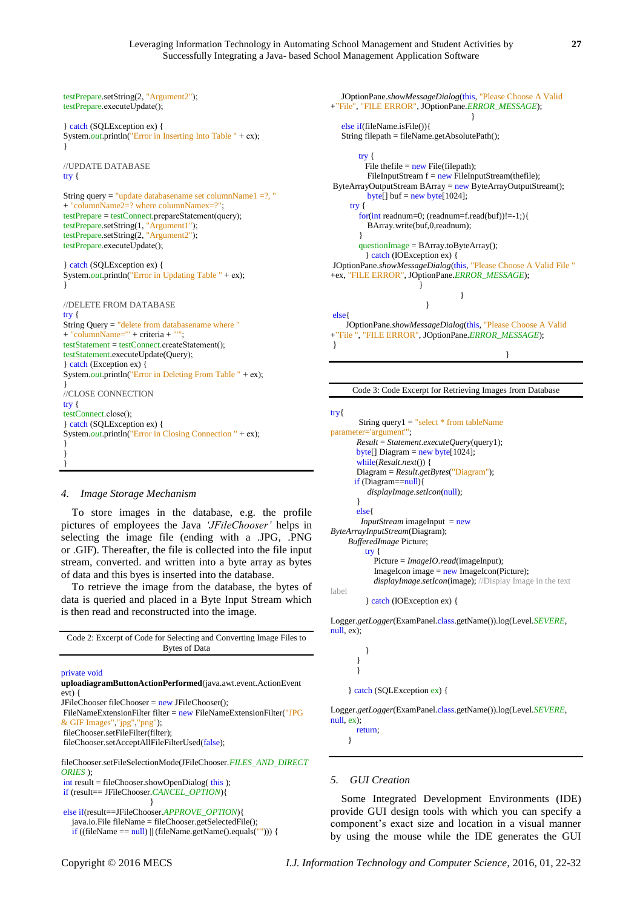```
testPrepare.setString(2, "Argument2");
testPrepare.executeUpdate();

} catch (SQLException ex) {
System.out.println("Error in Inserting Into Table " + ex);
}

//UPDATE DATABASE
try {

String query = "update databasename set columnName1 =?, "
+ "columnName2=? where columnNamex=?";
testPrepare = testConnect.prepareStatement(query);
testPrepare.setString(1, "Argument1");
testPrepare.setString(2, "Argument2");
testPrepare.executeUpdate();

} catch (SQLException ex) {
System.out.println("Error in Updating Table " + ex);
}

//DELETE FROM DATABASE
try {
String Query = "delete from databasename where "
+ "columnName='" + criteria + "'";
testStatement = testConnect.createStatement();
testStatement.executeUpdate(Query);
} catch (Exception ex) {
System.out.println("Error in Deleting From Table " + ex);
}
//CLOSE CONNECTION
try {
testConnect.close();
} catch (SQLException ex) {
System.out.println("Error in Closing Connection " + ex);
}
}
}
}
```

## 4. Image Storage Mechanism

To store images in the database, e.g. the profile pictures of employees the Java *'JFileChooser'* helps in selecting the image file (ending with a .JPG, .PNG or .GIF). Thereafter, the file is collected into the file input stream, converted. and written into a byte array as bytes of data and this byes is inserted into the database.

To retrieve the image from the database, the bytes of data is queried and placed in a Byte Input Stream which is then read and reconstructed into the image.

Code 2: Excerpt of Code for Selecting and Converting Image Files to Bytes of Data

```
private void
uploadiagramButtonActionPerformed(java.awt.event.ActionEvent
evt) {
JFileChooser fileChooser = new JFileChooser();
 FileNameExtensionFilter filter = new FileNameExtensionFilter("JPG
& GIF Images","jpg","png");
 fileChooser.setFileFilter(filter);
 fileChooser.setAcceptAllFileFilterUsed(false);

fileChooser.setFileSelectionMode(JFileChooser.FILES_AND_DIRECT
ORIES );
 int result = fileChooser.showOpenDialog( this );
 if (result== JFileChooser.CANCEL_OPTION){
                                    }
 else if(result==JFileChooser.APPROVE_OPTION){
    java.io.File fileName = fileChooser.getSelectedFile();
    if ((fileName == null) || (fileName.getName().equals(""))) {
     JOptionPane.showMessageDialog(this, "Please Choose A Valid
+"File", "FILE ERROR", JOptionPane.ERROR_MESSAGE);
                                    }
    else if(fileName.isFile()){
    String filepath = fileName.getAbsolutePath();

          try {
            File thefile = new File(filepath);
            FileInputStream f = new FileInputStream(thefile);
 ByteArrayOutputStream BArray = new ByteArrayOutputStream();
            byte[] buf = new byte[1024];
       try {
          for(int readnum=0; (readnum=f.read(buf))!=-1;){
            BArray.write(buf,0,readnum);
          }
          questionImage = BArray.toByteArray();
            } catch (IOException ex) {
 JOptionPane.showMessageDialog(this, "Please Choose A Valid File "
+ex, "FILE ERROR", JOptionPane.ERROR_MESSAGE);
                              }
                                    }
                         }
 else{
      JOptionPane.showMessageDialog(this, "Please Choose A Valid
+"File ", "FILE ERROR", JOptionPane.ERROR_MESSAGE);
 }
                                    }
```

Code 3: Code Excerpt for Retrieving Images from Database

```
try{
         String query1 = "select * from tableName
parameter='argument'";
         Result = Statement.executeQuery(query1);
         byte[] Diagram = new byte[1024];
         while(Result.next()) {
         Diagram = Result.getBytes("Diagram");
        if (Diagram==null){
            displayImage.setIcon(null);
         }
         else{
          InputStream imageInput  = new
ByteArrayInputStream(Diagram);
      BufferedImage Picture;
            try {
               Picture = ImageIO.read(imageInput);
               ImageIcon image = new ImageIcon(Picture);
               displayImage.setIcon(image); //Display Image in the text
label
            } catch (IOException ex) {

Logger.getLogger(ExamPanel.class.getName()).log(Level.SEVERE,
null, ex);

            }
         }
         }

      } catch (SQLException ex) {

Logger.getLogger(ExamPanel.class.getName()).log(Level.SEVERE,
null, ex);
         return;
      }
```

## 5. GUI Creation

Some Integrated Development Environments (IDE) provide GUI design tools with which you can specify a component's exact size and location in a visual manner by using the mouse while the IDE generates the GUI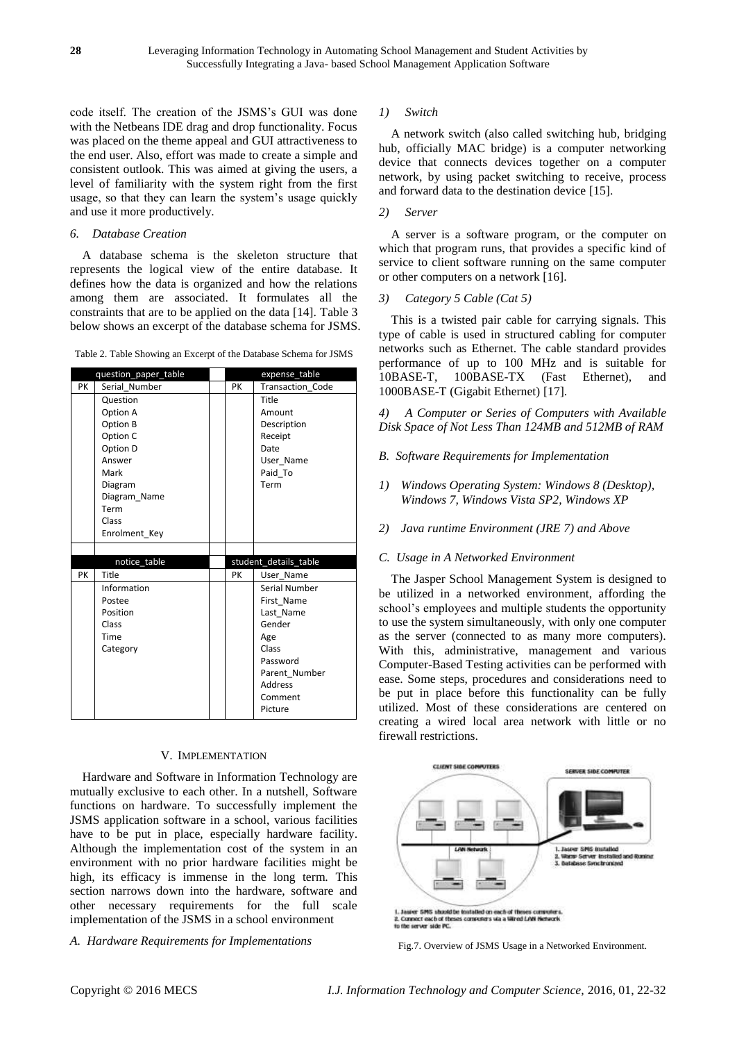code itself. The creation of the JSMS's GUI was done with the Netbeans IDE drag and drop functionality. Focus was placed on the theme appeal and GUI attractiveness to the end user. Also, effort was made to create a simple and consistent outlook. This was aimed at giving the users, a level of familiarity with the system right from the first usage, so that they can learn the system's usage quickly and use it more productively.

### 6. Database Creation

A database schema is the skeleton structure that represents the logical view of the entire database. It defines how the data is organized and how the relations among them are associated. It formulates all the constraints that are to be applied on the data [14]. Table 3 below shows an excerpt of the database schema for JSMS.

Table 2. Table Showing an Excerpt of the Database Schema for JSMS

| | question_paper_table | | | expense_table |
|---|---|---|---|---|
| PK | Serial_Number | | PK | Transaction_Code |
| | Question | | | Title |
| | Option A | | | Amount |
| | Option B | | | Description |
| | Option C | | | Receipt |
| | Option D | | | Date |
| | Answer | | | User_Name |
| | Mark | | | Paid_To |
| | Diagram | | | Term |
| | Diagram_Name | | | |
| | Term | | | |
| | Class | | | |
| | Enrolment_Key | | | |
| | | | | |
| | notice_table | | | student_details_table |
| PK | Title | | PK | User_Name |
| | Information | | | Serial Number |
| | Postee | | | First_Name |
| | Position | | | Last_Name |
| | Class | | | Gender |
| | Time | | | Age |
| | Category | | | Class |
| | | | | Password |
| | | | | Parent_Number |
| | | | | Address |
| | | | | Comment |
| | | | | Picture |

## V. Implementation

Hardware and Software in Information Technology are mutually exclusive to each other. In a nutshell, Software functions on hardware. To successfully implement the JSMS application software in a school, various facilities have to be put in place, especially hardware facility. Although the implementation cost of the system in an environment with no prior hardware facilities might be high, its efficacy is immense in the long term. This section narrows down into the hardware, software and other necessary requirements for the full scale implementation of the JSMS in a school environment

### A. Hardware Requirements for Implementations

*1) Switch*

A network switch (also called switching hub, bridging hub, officially MAC bridge) is a computer networking device that connects devices together on a computer network, by using packet switching to receive, process and forward data to the destination device [15].

*2) Server*

A server is a software program, or the computer on which that program runs, that provides a specific kind of service to client software running on the same computer or other computers on a network [16].

*3) Category 5 Cable (Cat 5)*

This is a twisted pair cable for carrying signals. This type of cable is used in structured cabling for computer networks such as Ethernet. The cable standard provides performance of up to 100 MHz and is suitable for 10BASE-T, 100BASE-TX (Fast Ethernet), and 1000BASE-T (Gigabit Ethernet) [17].

*4) A Computer or Series of Computers with Available Disk Space of Not Less Than 124MB and 512MB of RAM*

### B. Software Requirements for Implementation

*1) Windows Operating System: Windows 8 (Desktop), Windows 7, Windows Vista SP2, Windows XP*

*2) Java runtime Environment (JRE 7) and Above*

### C. Usage in A Networked Environment

The Jasper School Management System is designed to be utilized in a networked environment, affording the school's employees and multiple students the opportunity to use the system simultaneously, with only one computer as the server (connected to as many more computers). With this, administrative, management and various Computer-Based Testing activities can be performed with ease. Some steps, procedures and considerations need to be put in place before this functionality can be fully utilized. Most of these considerations are centered on creating a wired local area network with little or no firewall restrictions.

Fig.7. Overview of JSMS Usage in a Networked Environment.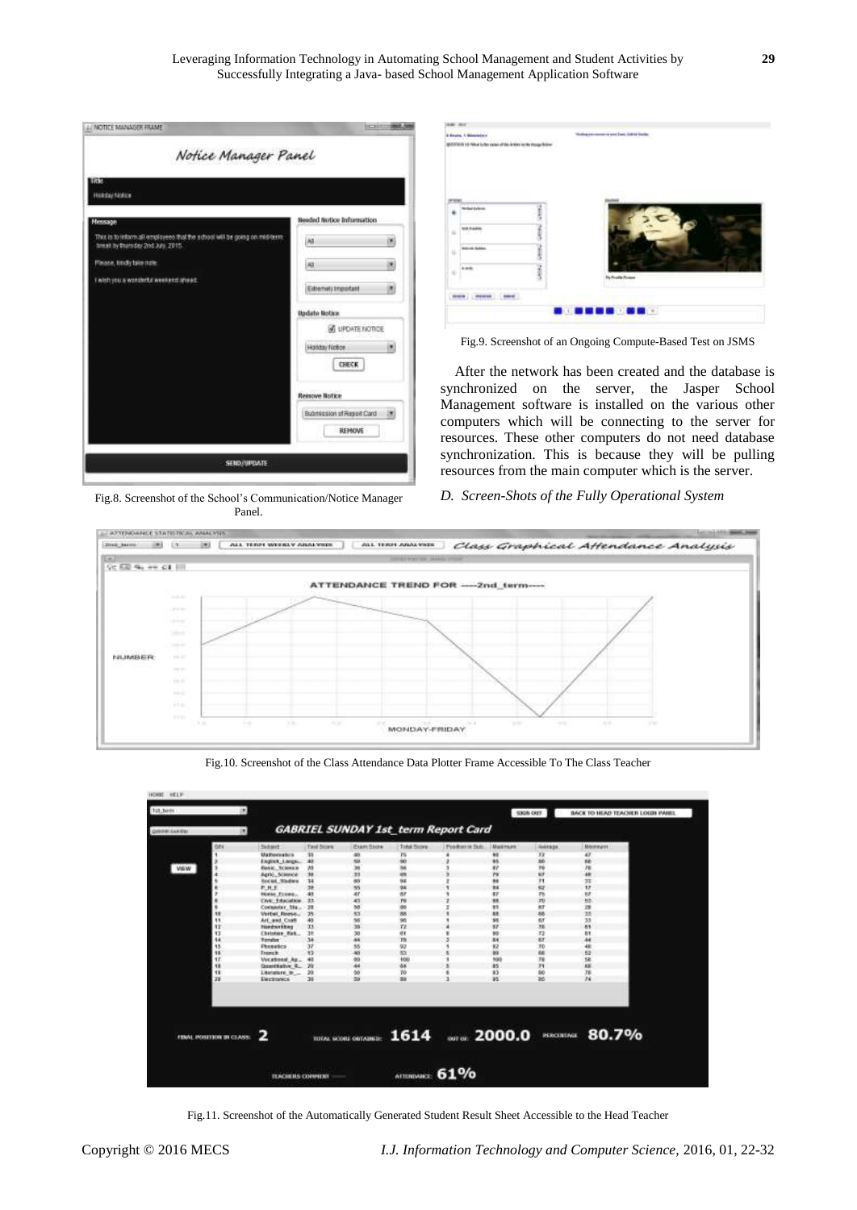Fig.8. Screenshot of the School's Communication/Notice Manager Panel.

Fig.9. Screenshot of an Ongoing Compute-Based Test on JSMS

After the network has been created and the database is synchronized on the server, the Jasper School Management software is installed on the various other computers which will be connecting to the server for resources. These other computers do not need database synchronization. This is because they will be pulling resources from the main computer which is the server.

*D. Screen-Shots of the Fully Operational System*

Fig.10. Screenshot of the Class Attendance Data Plotter Frame Accessible To The Class Teacher

Fig.11. Screenshot of the Automatically Generated Student Result Sheet Accessible to the Head Teacher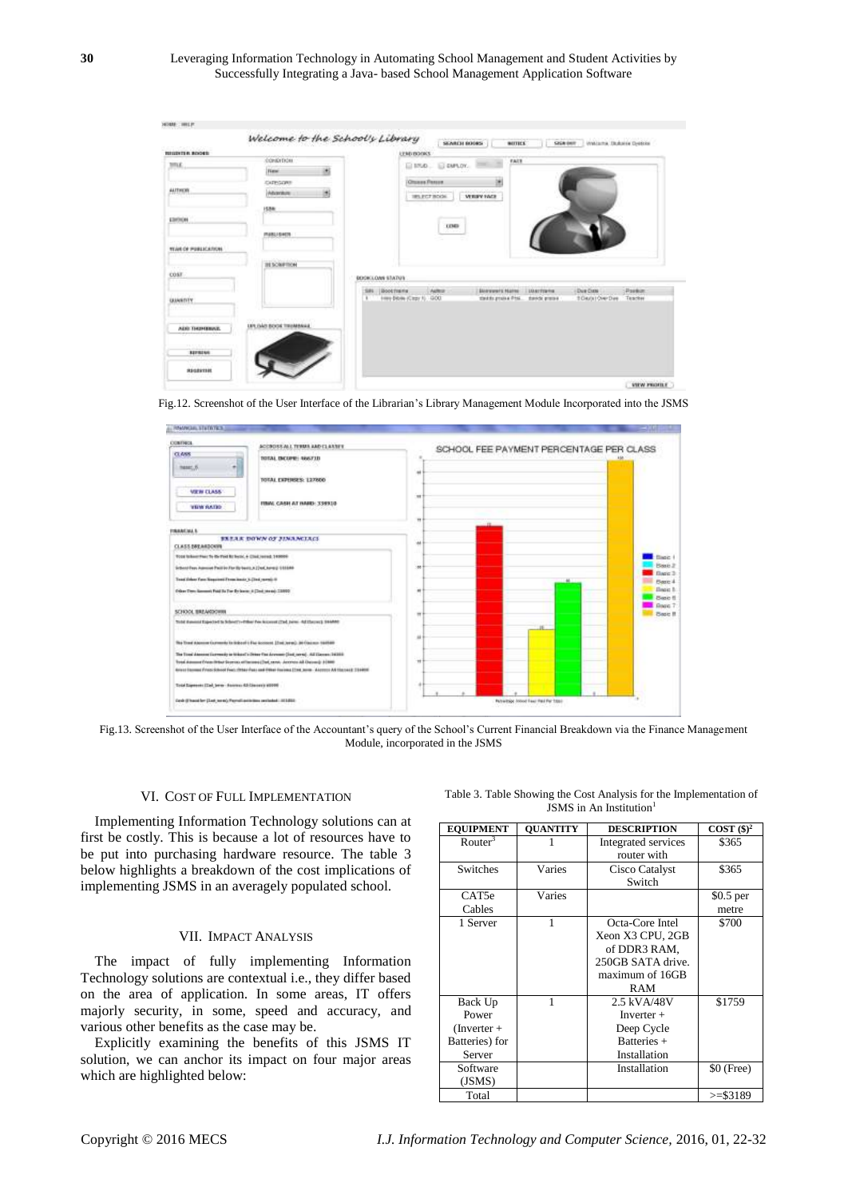Fig.12. Screenshot of the User Interface of the Librarian's Library Management Module Incorporated into the JSMS

Fig.13. Screenshot of the User Interface of the Accountant's query of the School's Current Financial Breakdown via the Finance Management Module, incorporated in the JSMS

## VI. Cost of Full Implementation

Implementing Information Technology solutions can at first be costly. This is because a lot of resources have to be put into purchasing hardware resource. The table 3 below highlights a breakdown of the cost implications of implementing JSMS in an averagely populated school.

## VII. Impact Analysis

The impact of fully implementing Information Technology solutions are contextual i.e., they differ based on the area of application. In some areas, IT offers majorly security, in some, speed and accuracy, and various other benefits as the case may be.

Explicitly examining the benefits of this JSMS IT solution, we can anchor its impact on four major areas which are highlighted below:

Table 3. Table Showing the Cost Analysis for the Implementation of JSMS in An Institution[1]

| EQUIPMENT | QUANTITY | DESCRIPTION | COST ($)[2] |
|---|---|---|---|
| Router[3] | 1 | Integrated services router with | $365 |
| Switches | Varies | Cisco Catalyst Switch | $365 |
| CAT5e Cables | Varies | | $0.5 per metre |
| 1 Server | 1 | Octa-Core Intel Xeon X3 CPU, 2GB of DDR3 RAM, 250GB SATA drive. maximum of 16GB RAM | $700 |
| Back Up Power (Inverter + Batteries) for Server | 1 | 2.5 kVA/48V Inverter + Deep Cycle Batteries + Installation | $1759 |
| Software (JSMS) | | Installation | $0 (Free) |
| Total | | | >=$3189 |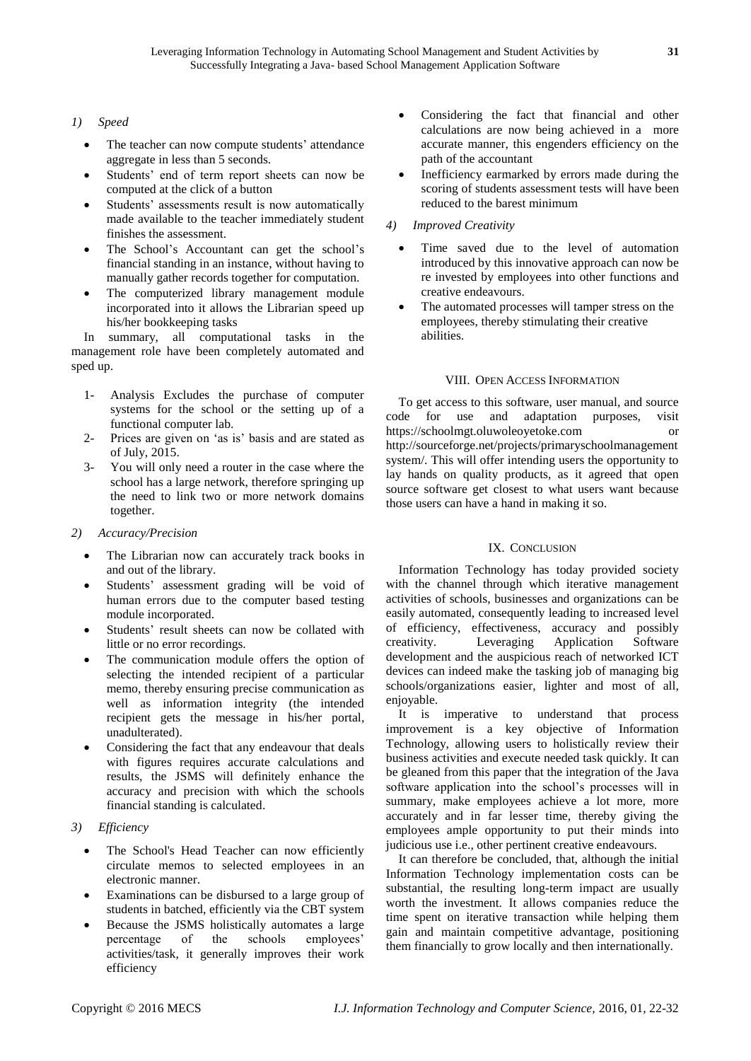*1) Speed*

- The teacher can now compute students' attendance aggregate in less than 5 seconds.
- Students' end of term report sheets can now be computed at the click of a button
- Students' assessments result is now automatically made available to the teacher immediately student finishes the assessment.
- The School's Accountant can get the school's financial standing in an instance, without having to manually gather records together for computation.
- The computerized library management module incorporated into it allows the Librarian speed up his/her bookkeeping tasks

In summary, all computational tasks in the management role have been completely automated and sped up.

1- Analysis Excludes the purchase of computer systems for the school or the setting up of a functional computer lab.

2- Prices are given on 'as is' basis and are stated as of July, 2015.

3- You will only need a router in the case where the school has a large network, therefore springing up the need to link two or more network domains together.

*2) Accuracy/Precision*

- The Librarian now can accurately track books in and out of the library.
- Students' assessment grading will be void of human errors due to the computer based testing module incorporated.
- Students' result sheets can now be collated with little or no error recordings.
- The communication module offers the option of selecting the intended recipient of a particular memo, thereby ensuring precise communication as well as information integrity (the intended recipient gets the message in his/her portal, unadulterated).
- Considering the fact that any endeavour that deals with figures requires accurate calculations and results, the JSMS will definitely enhance the accuracy and precision with which the schools financial standing is calculated.

*3) Efficiency*

- The School's Head Teacher can now efficiently circulate memos to selected employees in an electronic manner.
- Examinations can be disbursed to a large group of students in batched, efficiently via the CBT system
- Because the JSMS holistically automates a large percentage of the schools employees' activities/task, it generally improves their work efficiency
- Considering the fact that financial and other calculations are now being achieved in a more accurate manner, this engenders efficiency on the path of the accountant
- Inefficiency earmarked by errors made during the scoring of students assessment tests will have been reduced to the barest minimum

*4) Improved Creativity*

- Time saved due to the level of automation introduced by this innovative approach can now be re invested by employees into other functions and creative endeavours.
- The automated processes will tamper stress on the employees, thereby stimulating their creative abilities.

## VIII. Open Access Information

To get access to this software, user manual, and source code for use and adaptation purposes, visit https://schoolmgt.oluwoleoyetoke.com or http://sourceforge.net/projects/primaryschoolmanagementsystem/. This will offer intending users the opportunity to lay hands on quality products, as it agreed that open source software get closest to what users want because those users can have a hand in making it so.

## IX. Conclusion

Information Technology has today provided society with the channel through which iterative management activities of schools, businesses and organizations can be easily automated, consequently leading to increased level of efficiency, effectiveness, accuracy and possibly creativity. Leveraging Application Software development and the auspicious reach of networked ICT devices can indeed make the tasking job of managing big schools/organizations easier, lighter and most of all, enjoyable.

It is imperative to understand that process improvement is a key objective of Information Technology, allowing users to holistically review their business activities and execute needed task quickly. It can be gleaned from this paper that the integration of the Java software application into the school's processes will in summary, make employees achieve a lot more, more accurately and in far lesser time, thereby giving the employees ample opportunity to put their minds into judicious use i.e., other pertinent creative endeavours.

It can therefore be concluded, that, although the initial Information Technology implementation costs can be substantial, the resulting long-term impact are usually worth the investment. It allows companies reduce the time spent on iterative transaction while helping them gain and maintain competitive advantage, positioning them financially to grow locally and then internationally.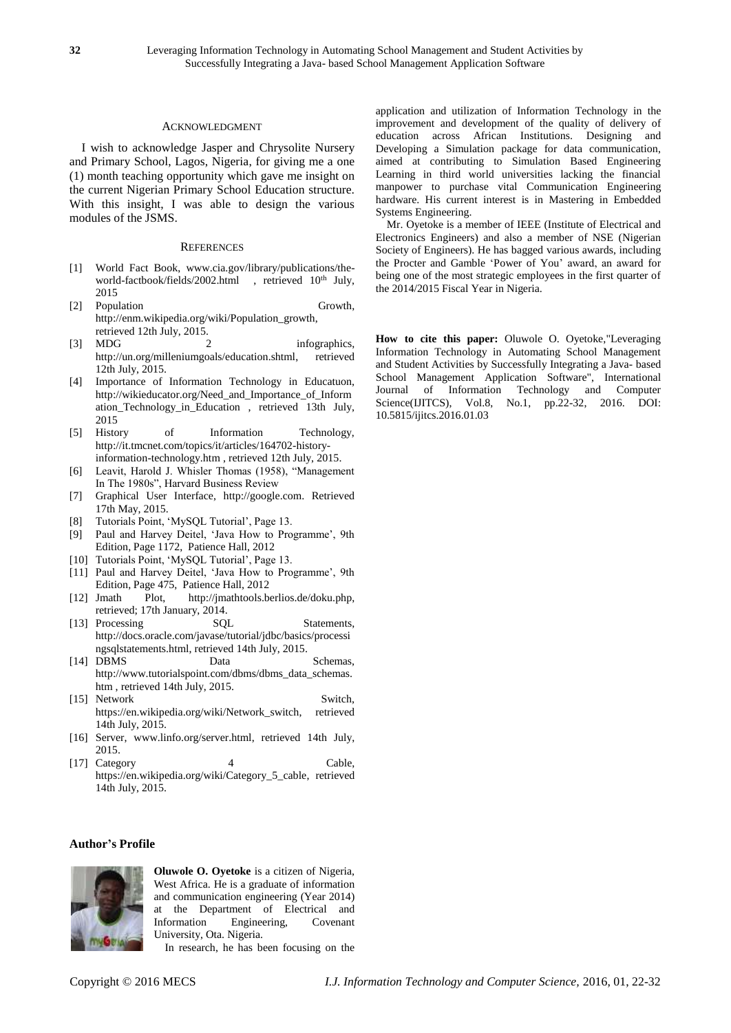## ACKNOWLEDGMENT

I wish to acknowledge Jasper and Chrysolite Nursery and Primary School, Lagos, Nigeria, for giving me a one (1) month teaching opportunity which gave me insight on the current Nigerian Primary School Education structure. With this insight, I was able to design the various modules of the JSMS.

## REFERENCES

[1] World Fact Book, www.cia.gov/library/publications/the-world-factbook/fields/2002.html , retrieved 10th July, 2015

[2] Population Growth, http://enm.wikipedia.org/wiki/Population_growth, retrieved 12th July, 2015.

[3] MDG 2 infographics, http://un.org/milleniumgoals/education.shtml, retrieved 12th July, 2015.

[4] Importance of Information Technology in Educatuon, http://wikieducator.org/Need_and_Importance_of_Information_Technology_in_Education , retrieved 13th July, 2015

[5] History of Information Technology, http://it.tmcnet.com/topics/it/articles/164702-history-information-technology.htm , retrieved 12th July, 2015.

[6] Leavit, Harold J. Whisler Thomas (1958), "Management In The 1980s", Harvard Business Review

[7] Graphical User Interface, http://google.com. Retrieved 17th May, 2015.

[8] Tutorials Point, 'MySQL Tutorial', Page 13.

[9] Paul and Harvey Deitel, 'Java How to Programme', 9th Edition, Page 1172, Patience Hall, 2012

[10] Tutorials Point, 'MySQL Tutorial', Page 13.

[11] Paul and Harvey Deitel, 'Java How to Programme', 9th Edition, Page 475, Patience Hall, 2012

[12] Jmath Plot, http://jmathtools.berlios.de/doku.php, retrieved; 17th January, 2014.

[13] Processing SQL Statements, http://docs.oracle.com/javase/tutorial/jdbc/basics/processingsqlstatements.html, retrieved 14th July, 2015.

[14] DBMS Data Schemas, http://www.tutorialspoint.com/dbms/dbms_data_schemas.htm , retrieved 14th July, 2015.

[15] Network Switch, https://en.wikipedia.org/wiki/Network_switch, retrieved 14th July, 2015.

[16] Server, www.linfo.org/server.html, retrieved 14th July, 2015.

[17] Category 4 Cable, https://en.wikipedia.org/wiki/Category_5_cable, retrieved 14th July, 2015.

## Author's Profile

**Oluwole O. Oyetoke** is a citizen of Nigeria, West Africa. He is a graduate of information and communication engineering (Year 2014) at the Department of Electrical and Information Engineering, Covenant University, Ota. Nigeria.

In research, he has been focusing on the application and utilization of Information Technology in the improvement and development of the quality of delivery of education across African Institutions. Designing and Developing a Simulation package for data communication, aimed at contributing to Simulation Based Engineering Learning in third world universities lacking the financial manpower to purchase vital Communication Engineering hardware. His current interest is in Mastering in Embedded Systems Engineering.

Mr. Oyetoke is a member of IEEE (Institute of Electrical and Electronics Engineers) and also a member of NSE (Nigerian Society of Engineers). He has bagged various awards, including the Procter and Gamble 'Power of You' award, an award for being one of the most strategic employees in the first quarter of the 2014/2015 Fiscal Year in Nigeria.

**How to cite this paper:** Oluwole O. Oyetoke,"Leveraging Information Technology in Automating School Management and Student Activities by Successfully Integrating a Java- based School Management Application Software", International Journal of Information Technology and Computer Science(IJITCS), Vol.8, No.1, pp.22-32, 2016. DOI: 10.5815/ijitcs.2016.01.03